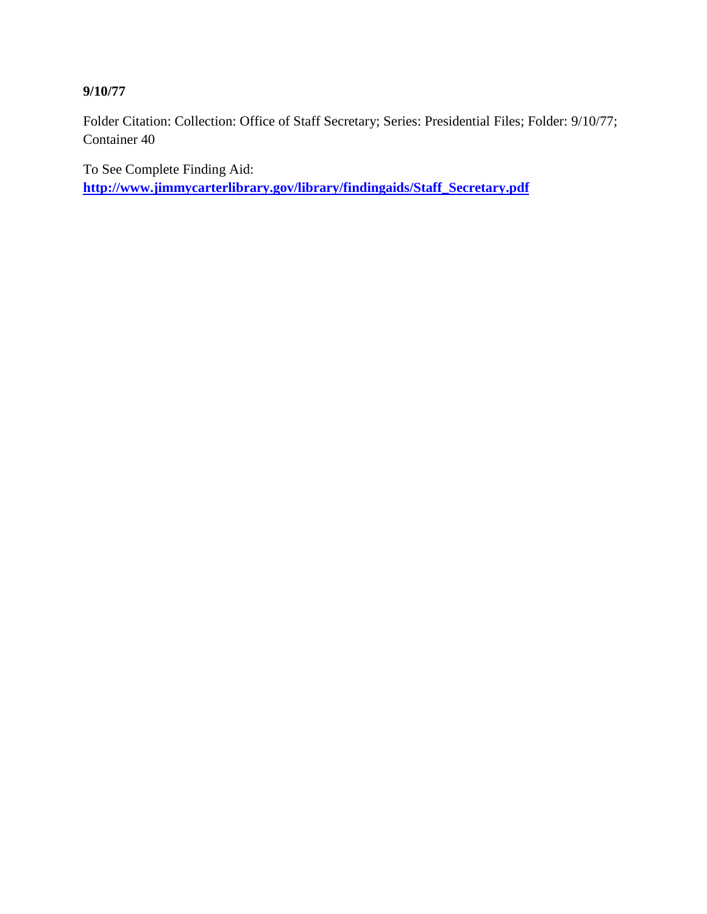**9/10/77**

Folder Citation: Collection: Office of Staff Secretary; Series: Presidential Files; Folder: 9/10/77; Container 40

To See Complete Finding Aid:
**[http://www.jimmycarterlibrary.gov/library/findingaids/Staff_Secretary.pdf](http://www.jimmycarterlibrary.gov/library/findingaids/Staff_Secretary.pdf)**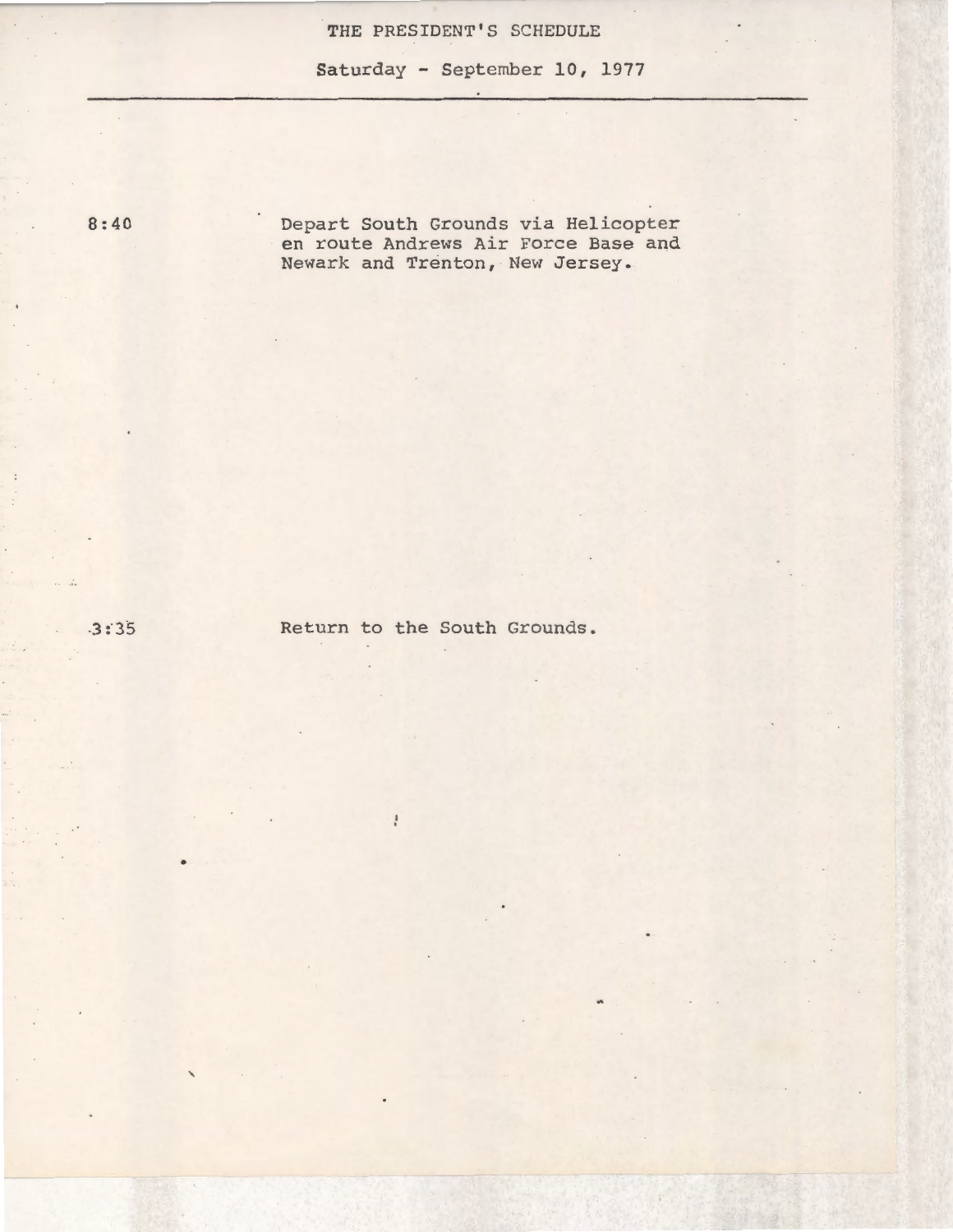# THE PRESIDENT'S SCHEDULE

## Saturday - September 10, 1977

8:40 Depart South Grounds via Helicopter en route Andrews Air Force Base and Newark and Trenton, New Jersey.

3:35 Return to the South Grounds.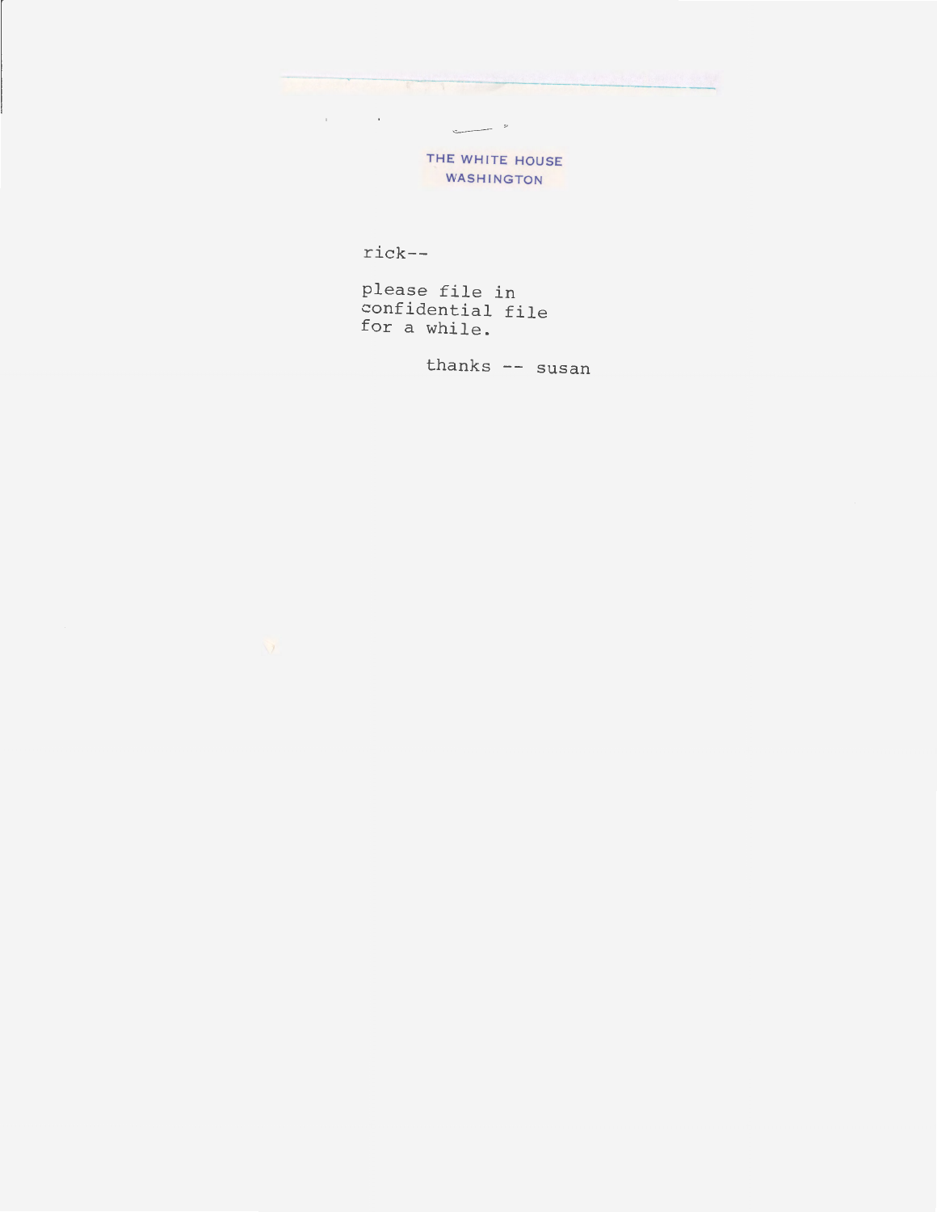THE WHITE HOUSE
WASHINGTON

rick--

please file in
confidential file
for a while.

thanks -- susan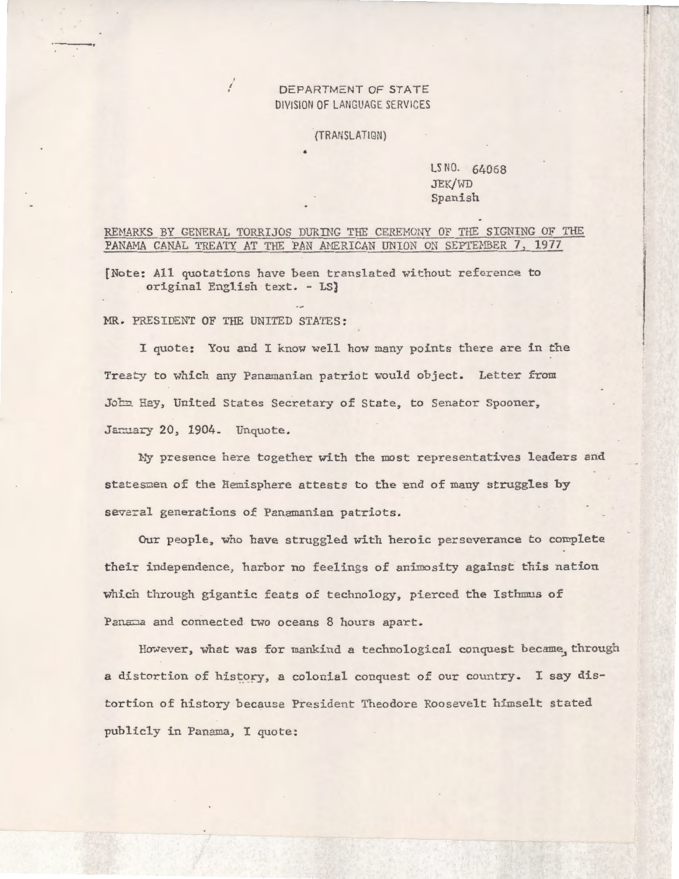DEPARTMENT OF STATE
DIVISION OF LANGUAGE SERVICES

(TRANSLATION)

LS NO. 64068
JEK/WD
Spanish

REMARKS BY GENERAL TORRIJOS DURING THE CEREMONY OF THE SIGNING OF THE PANAMA CANAL TREATY AT THE PAN AMERICAN UNION ON SEPTEMBER 7, 1977

[Note: All quotations have been translated without reference to original English text. - LS]

MR. PRESIDENT OF THE UNITED STATES:

I quote: You and I know well how many points there are in the Treaty to which any Panamanian patriot would object. Letter from John Hay, United States Secretary of State, to Senator Spooner, January 20, 1904. Unquote.

My presence here together with the most representatives leaders and statesmen of the Hemisphere attests to the end of many struggles by several generations of Panamanian patriots.

Our people, who have struggled with heroic perseverance to complete their independence, harbor no feelings of animosity against this nation which through gigantic feats of technology, pierced the Isthmus of Panama and connected two oceans 8 hours apart.

However, what was for mankind a technological conquest became, through a distortion of history, a colonial conquest of our country. I say distortion of history because President Theodore Roosevelt himself stated publicly in Panama, I quote: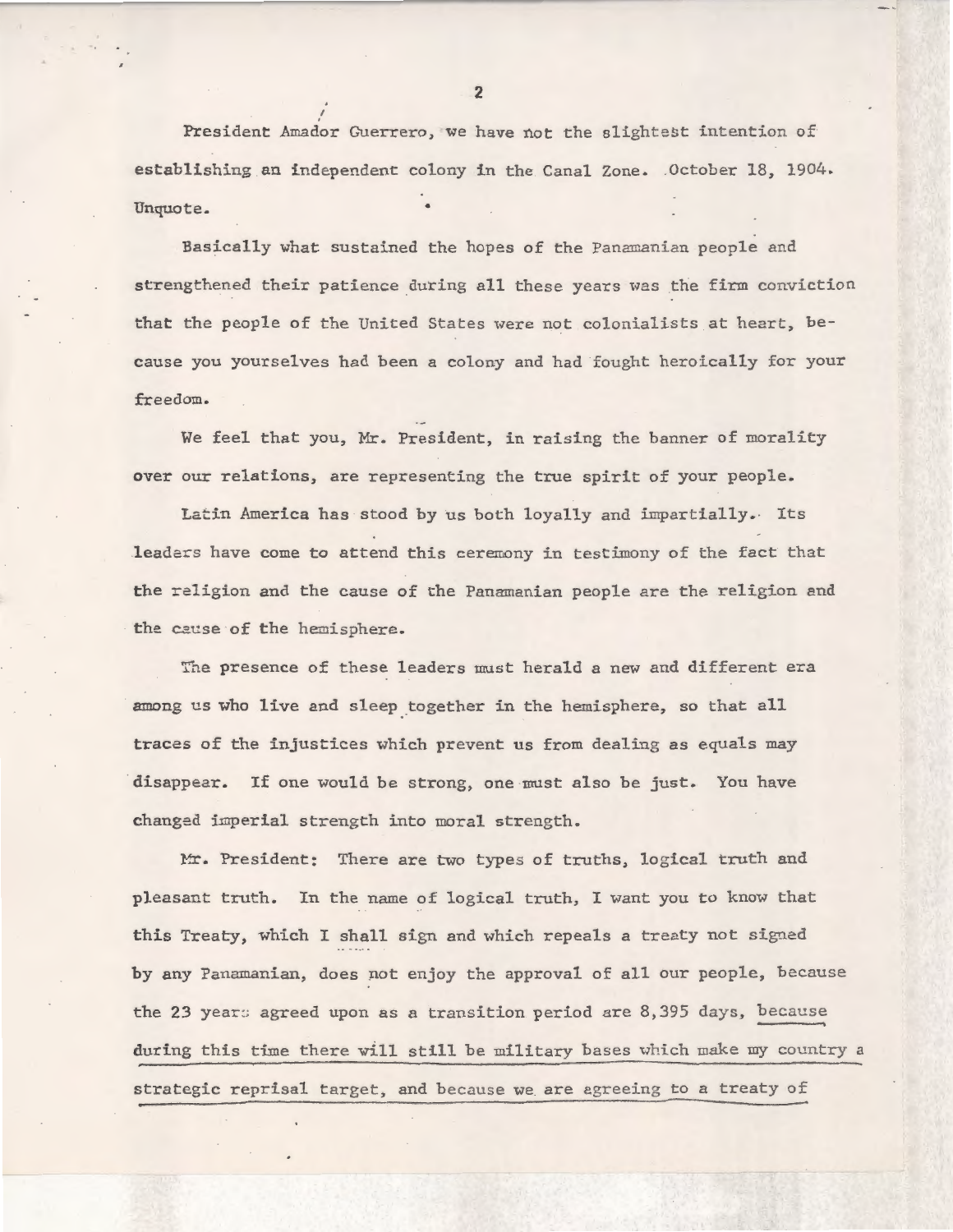President Amador Guerrero, we have not the slightest intention of establishing an independent colony in the Canal Zone. October 18, 1904. Unquote.

Basically what sustained the hopes of the Panamanian people and strengthened their patience during all these years was the firm conviction that the people of the United States were not colonialists at heart, because you yourselves had been a colony and had fought heroically for your freedom.

We feel that you, Mr. President, in raising the banner of morality over our relations, are representing the true spirit of your people.

Latin America has stood by us both loyally and impartially. Its leaders have come to attend this ceremony in testimony of the fact that the religion and the cause of the Panamanian people are the religion and the cause of the hemisphere.

The presence of these leaders must herald a new and different era among us who live and sleep together in the hemisphere, so that all traces of the injustices which prevent us from dealing as equals may disappear. If one would be strong, one must also be just. You have changed imperial strength into moral strength.

Mr. President: There are two types of truths, logical truth and pleasant truth. In the name of logical truth, I want you to know that this Treaty, which I shall sign and which repeals a treaty not signed by any Panamanian, does not enjoy the approval of all our people, because the 23 years agreed upon as a transition period are 8,395 days, because during this time there will still be military bases which make my country a strategic reprisal target, and because we are agreeing to a treaty of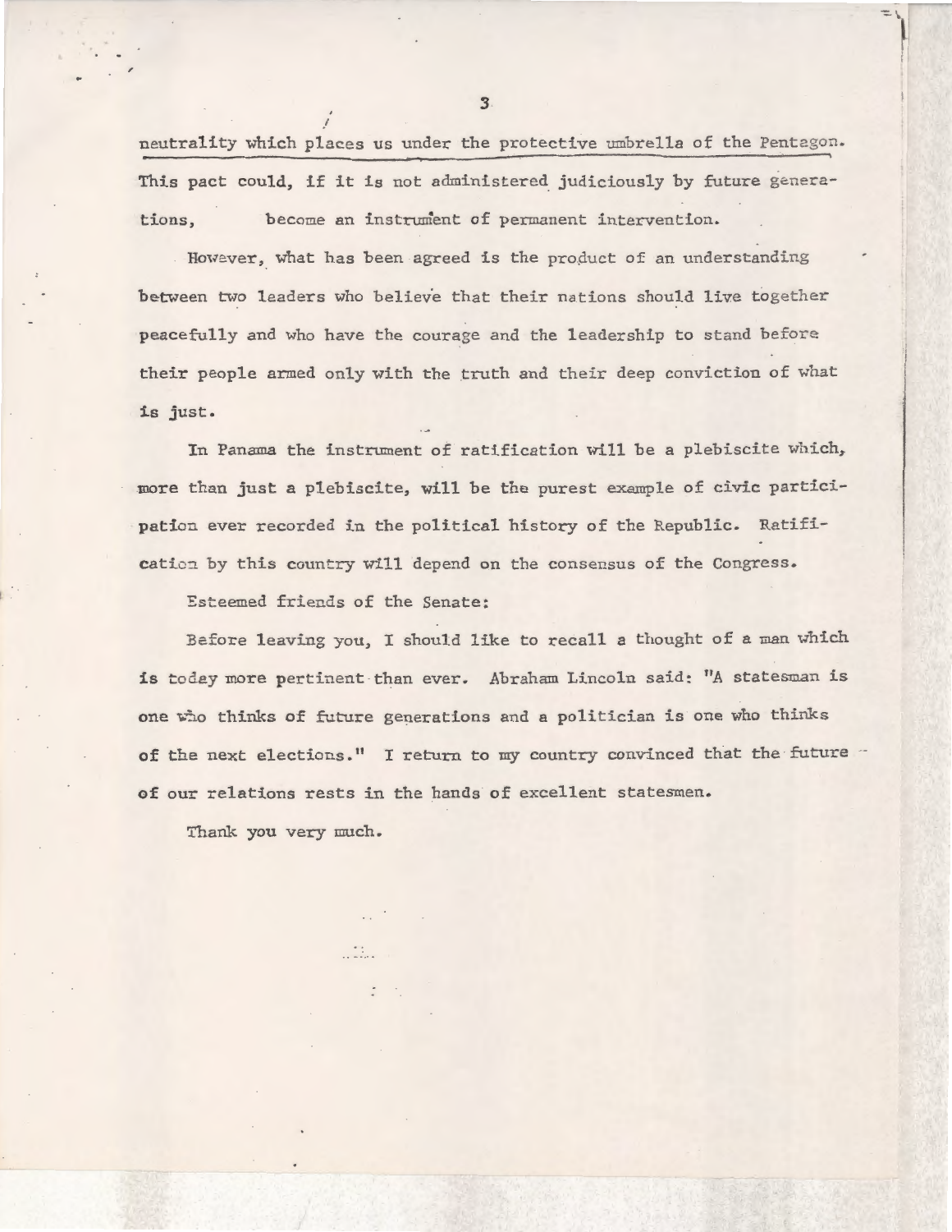neutrality which places us under the protective umbrella of the Pentagon. This pact could, if it is not administered judiciously by future generations, become an instrument of permanent intervention.

However, what has been agreed is the product of an understanding between two leaders who believe that their nations should live together peacefully and who have the courage and the leadership to stand before their people armed only with the truth and their deep conviction of what is just.

In Panama the instrument of ratification will be a plebiscite which, more than just a plebiscite, will be the purest example of civic participation ever recorded in the political history of the Republic. Ratification by this country will depend on the consensus of the Congress.

Esteemed friends of the Senate:

Before leaving you, I should like to recall a thought of a man which is today more pertinent than ever. Abraham Lincoln said: "A statesman is one who thinks of future generations and a politician is one who thinks of the next elections." I return to my country convinced that the future of our relations rests in the hands of excellent statesmen.

Thank you very much.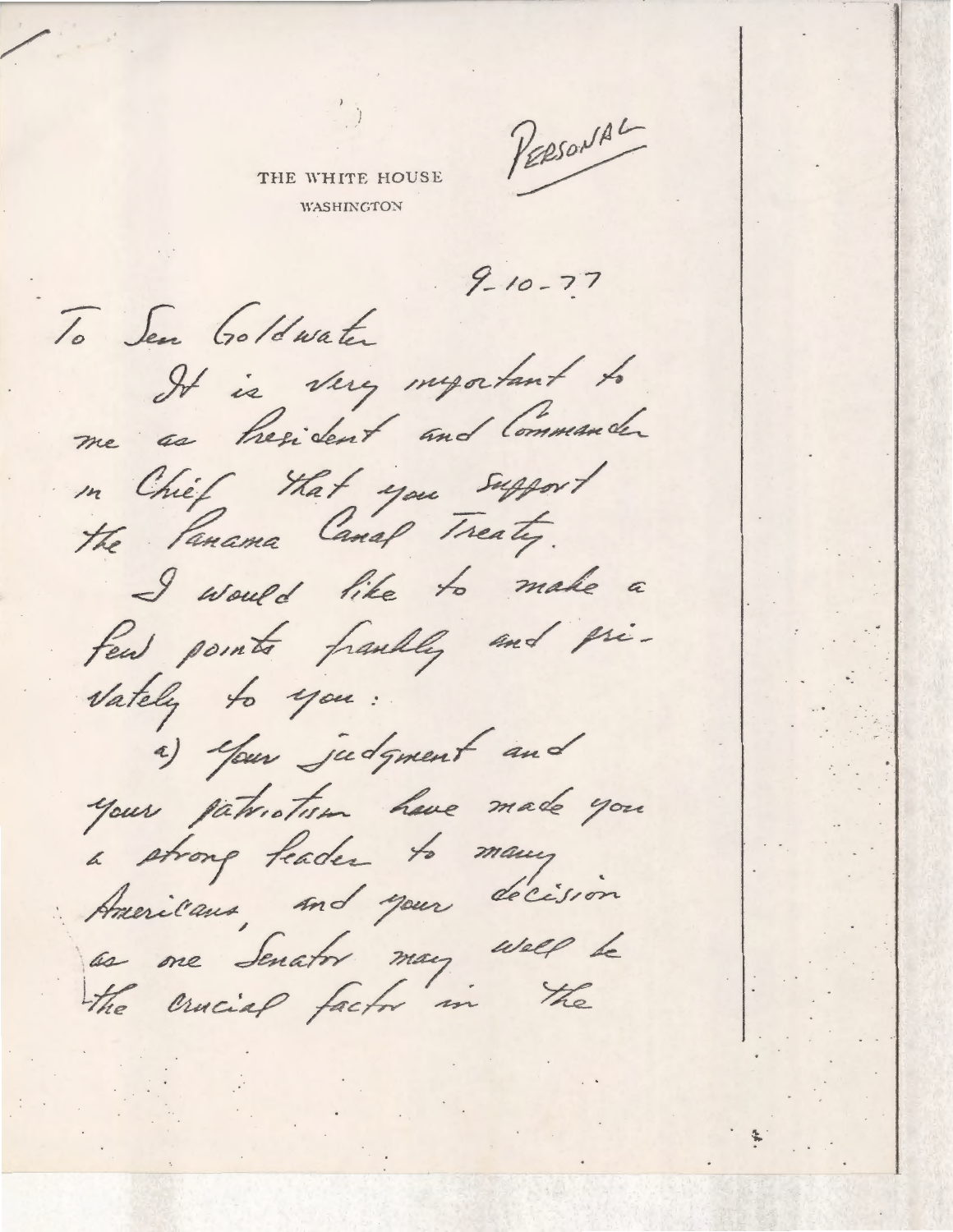PERSONAL

THE WHITE HOUSE
WASHINGTON

9-10-77

To Sen Goldwater

It is very important to me as President and Commander in Chief that you support the Panama Canal Treaty.

I would like to make a few points frankly and privately to you:

a) Your judgment and your patriotism have made you a strong leader to many Americans, and your decision as one Senator may well be the crucial factor in the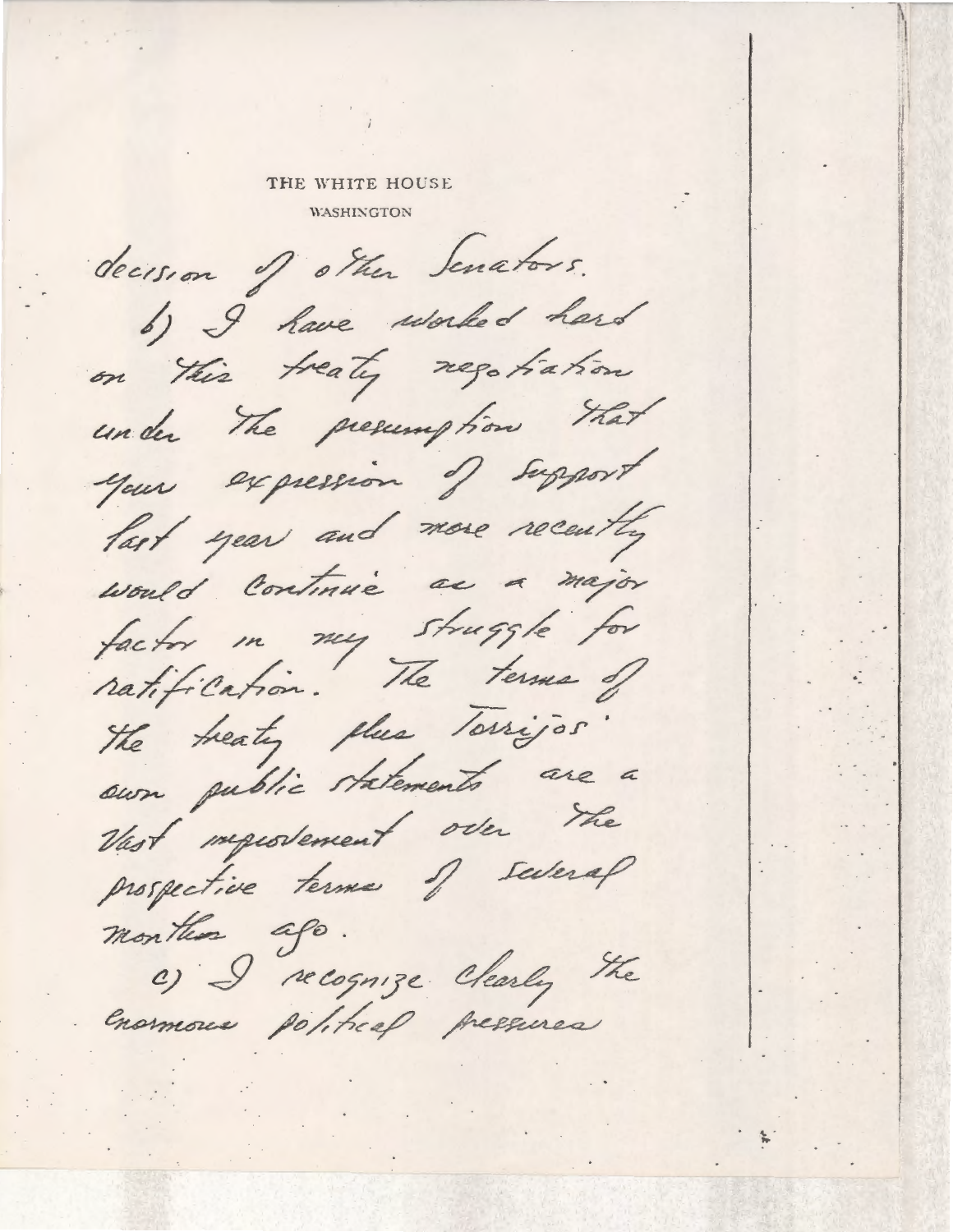THE WHITE HOUSE
WASHINGTON

decision of other Senators.

b) I have worked hard on this treaty negotiation under the presumption that your expression of support last year and more recently would continue as a major factor in my struggle for ratification. The terms of the treaty plus Torrijos' own public statements are a vast improvement over the prospective terms of several months ago.

c) I recognize clearly the enormous political pressures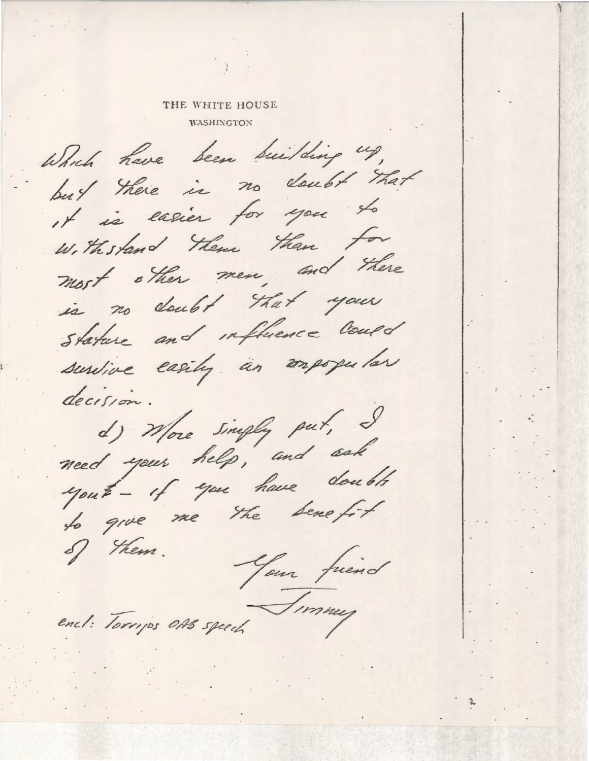THE WHITE HOUSE
WASHINGTON

which have been building up, but there is no doubt that it is easier for you to withstand them than for most other men, and there is no doubt that your stature and influence could survive easily an unpopular decision.

d) More simply put, I need your help, and ask you - if you have doubts to give me the benefit of them.

Your friend

Jimmy

encl: Torrijos OAS speech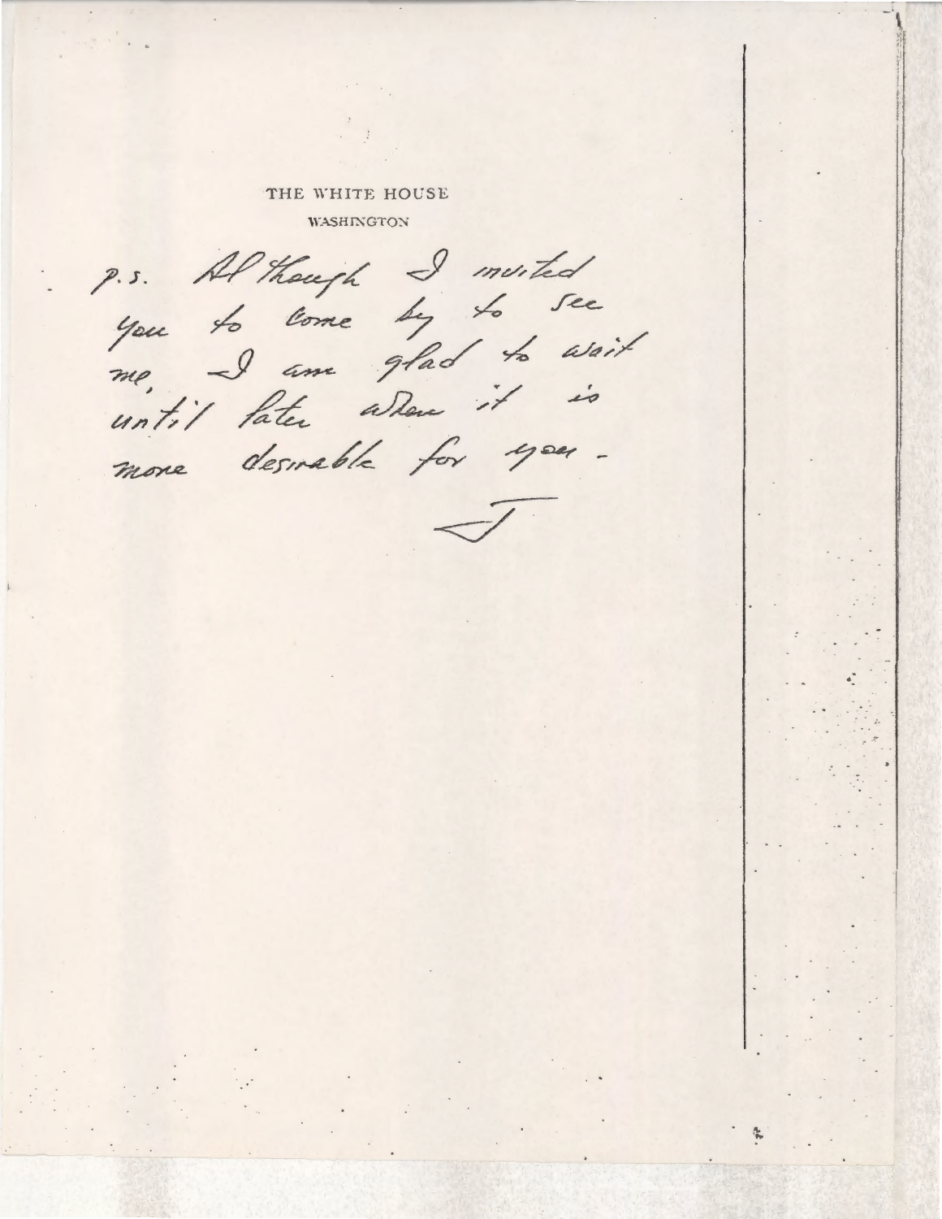THE WHITE HOUSE

WASHINGTON

p.s. Although I invited you to come by to see me, I am glad to wait until later when it is more desirable for you -

J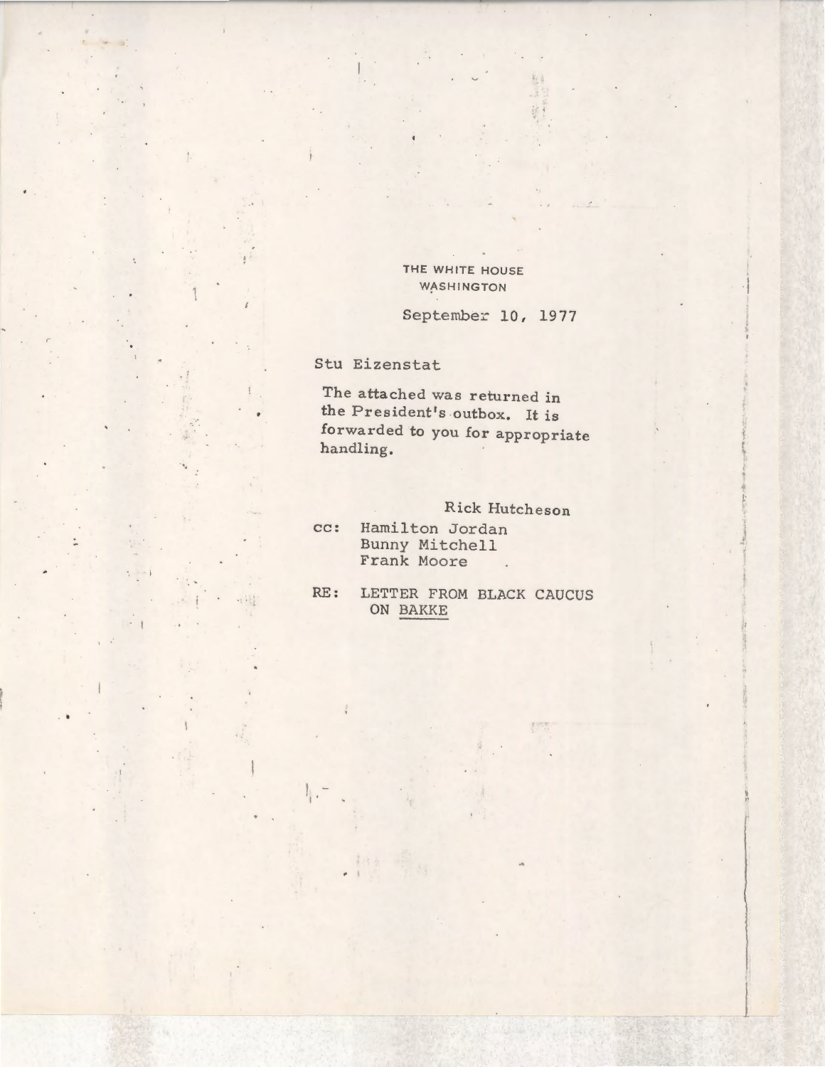THE WHITE HOUSE
WASHINGTON

September 10, 1977

Stu Eizenstat

The attached was returned in the President's outbox. It is forwarded to you for appropriate handling.

Rick Hutcheson

cc: Hamilton Jordan
Bunny Mitchell
Frank Moore

RE: LETTER FROM BLACK CAUCUS ON BAKKE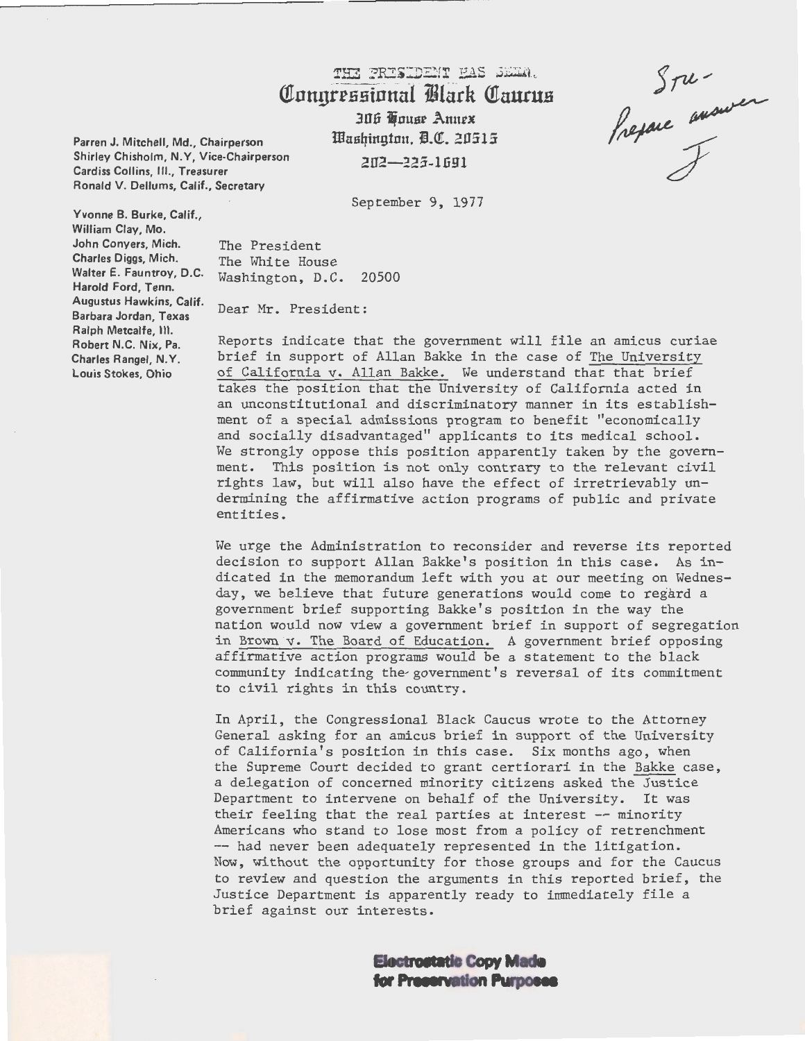THE PRESIDENT HAS SEEN.

# Congressional Black Caucus

306 House Annex
Washington, D.C. 20515
202—225-1691

Stu -
Prepare answer
J

Parren J. Mitchell, Md., Chairperson
Shirley Chisholm, N.Y, Vice-Chairperson
Cardiss Collins, Ill., Treasurer
Ronald V. Dellums, Calif., Secretary

Yvonne B. Burke, Calif.,
William Clay, Mo.
John Conyers, Mich.
Charles Diggs, Mich.
Walter E. Fauntroy, D.C.
Harold Ford, Tenn.
Augustus Hawkins, Calif.
Barbara Jordan, Texas
Ralph Metcalfe, Ill.
Robert N.C. Nix, Pa.
Charles Rangel, N.Y.
Louis Stokes, Ohio

September 9, 1977

The President
The White House
Washington, D.C. 20500

Dear Mr. President:

Reports indicate that the government will file an amicus curiae brief in support of Allan Bakke in the case of The University of California v. Allan Bakke. We understand that that brief takes the position that the University of California acted in an unconstitutional and discriminatory manner in its establishment of a special admissions program to benefit "economically and socially disadvantaged" applicants to its medical school. We strongly oppose this position apparently taken by the government. This position is not only contrary to the relevant civil rights law, but will also have the effect of irretrievably undermining the affirmative action programs of public and private entities.

We urge the Administration to reconsider and reverse its reported decision to support Allan Bakke's position in this case. As indicated in the memorandum left with you at our meeting on Wednesday, we believe that future generations would come to regard a government brief supporting Bakke's position in the way the nation would now view a government brief in support of segregation in Brown v. The Board of Education. A government brief opposing affirmative action programs would be a statement to the black community indicating the government's reversal of its commitment to civil rights in this country.

In April, the Congressional Black Caucus wrote to the Attorney General asking for an amicus brief in support of the University of California's position in this case. Six months ago, when the Supreme Court decided to grant certiorari in the Bakke case, a delegation of concerned minority citizens asked the Justice Department to intervene on behalf of the University. It was their feeling that the real parties at interest -- minority Americans who stand to lose most from a policy of retrenchment -- had never been adequately represented in the litigation. Now, without the opportunity for those groups and for the Caucus to review and question the arguments in this reported brief, the Justice Department is apparently ready to immediately file a brief against our interests.

Electrostatic Copy Made
for Preservation Purposes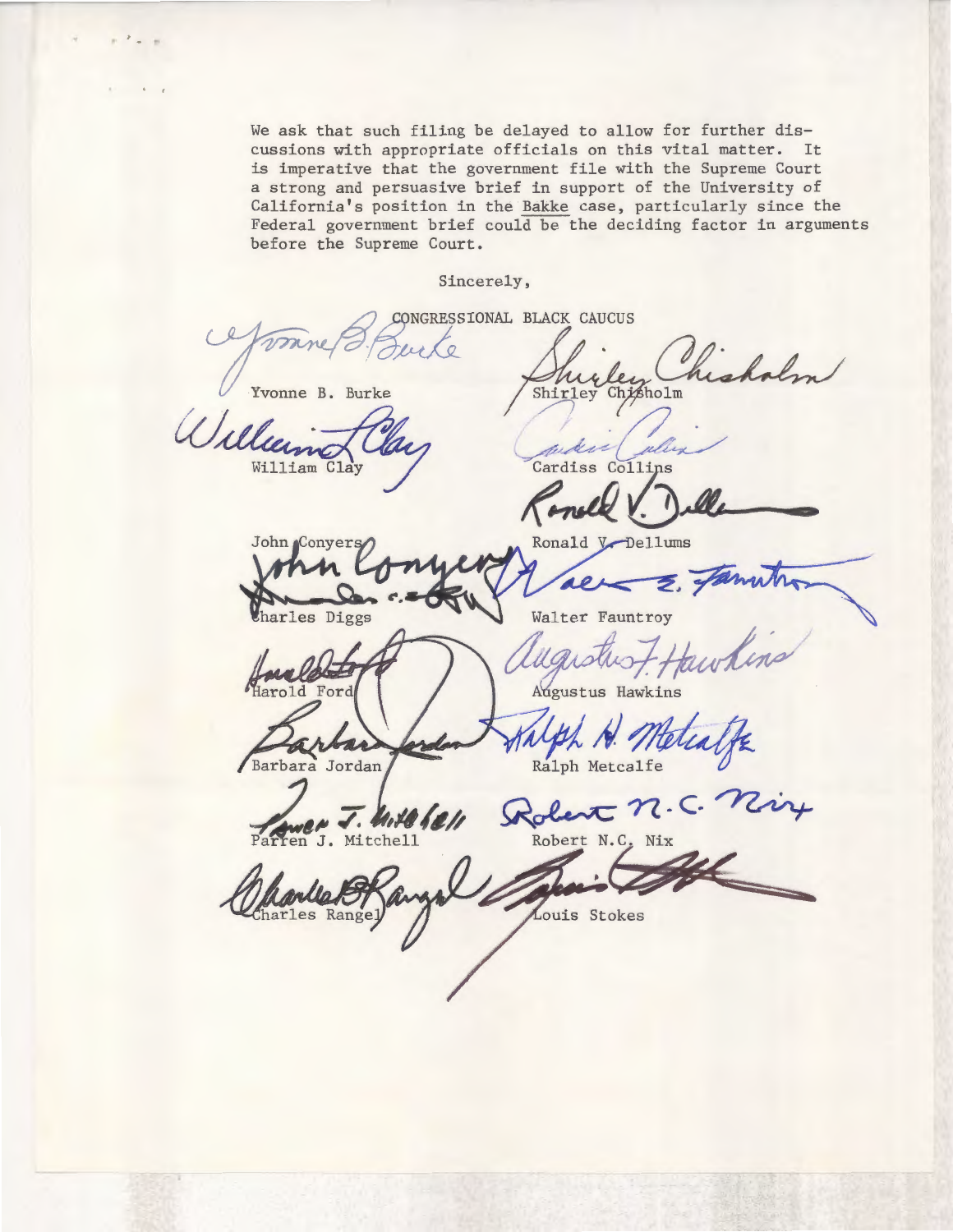We ask that such filing be delayed to allow for further discussions with appropriate officials on this vital matter. It is imperative that the government file with the Supreme Court a strong and persuasive brief in support of the University of California's position in the Bakke case, particularly since the Federal government brief could be the deciding factor in arguments before the Supreme Court.

Sincerely,

CONGRESSIONAL BLACK CAUCUS

Yvonne B. Burke

Shirley Chisholm

William Clay

Cardiss Collins

John Conyers

Ronald V. Dellums

Charles Diggs

Walter Fauntroy

Harold Ford

Augustus Hawkins

Barbara Jordan

Ralph Metcalfe

Parren J. Mitchell

Robert N.C. Nix

Charles Rangel

Louis Stokes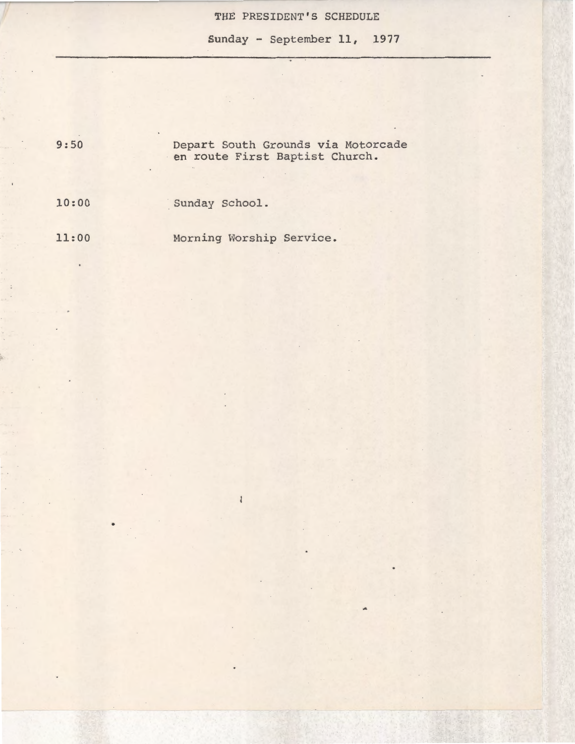THE PRESIDENT'S SCHEDULE

Sunday - September 11, 1977

| | |
|---|---|
| 9:50 | Depart South Grounds via Motorcade en route First Baptist Church. |
| 10:00 | Sunday School. |
| 11:00 | Morning Worship Service. |